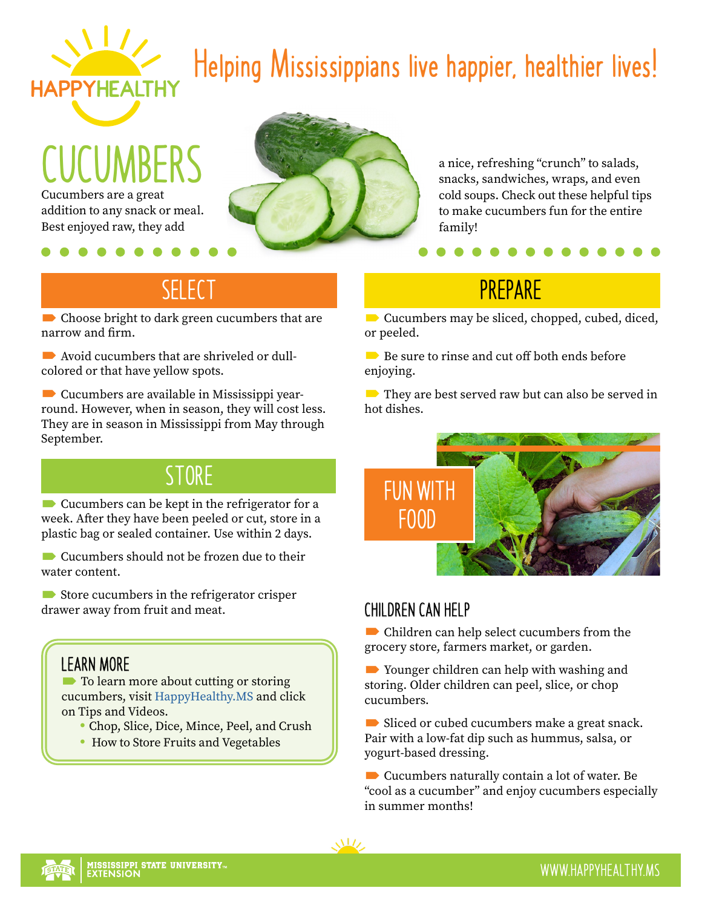# HAPPYHEALTHY

Helping Mississippians live happier, healthier lives!

# CUCUMBERS

Cucumbers are a great addition to any snack or meal. Best enjoyed raw, they add a nice, refreshing "crunch" to salads, snacks, sandwiches, wraps, and even cold soups. Check out these helpful tips to make cucumbers fun for the entire family!

## SELECT

- Choose bright to dark green cucumbers that are narrow and firm.
- Avoid cucumbers that are shriveled or dull-colored or that have yellow spots.
- Cucumbers are available in Mississippi year-round. However, when in season, they will cost less. They are in season in Mississippi from May through September.

## STORE

- Cucumbers can be kept in the refrigerator for a week. After they have been peeled or cut, store in a plastic bag or sealed container. Use within 2 days.
- Cucumbers should not be frozen due to their water content.
- Store cucumbers in the refrigerator crisper drawer away from fruit and meat.

### LEARN MORE

- To learn more about cutting or storing cucumbers, visit HappyHealthy.MS and click on Tips and Videos.
  - Chop, Slice, Dice, Mince, Peel, and Crush
  - How to Store Fruits and Vegetables

## PREPARE

- Cucumbers may be sliced, chopped, cubed, diced, or peeled.
- Be sure to rinse and cut off both ends before enjoying.
- They are best served raw but can also be served in hot dishes.

## FUN WITH FOOD

### CHILDREN CAN HELP

- Children can help select cucumbers from the grocery store, farmers market, or garden.
- Younger children can help with washing and storing. Older children can peel, slice, or chop cucumbers.
- Sliced or cubed cucumbers make a great snack. Pair with a low-fat dip such as hummus, salsa, or yogurt-based dressing.
- Cucumbers naturally contain a lot of water. Be "cool as a cucumber" and enjoy cucumbers especially in summer months!

MISSISSIPPI STATE UNIVERSITY™ EXTENSION

WWW.HAPPYHEALTHY.MS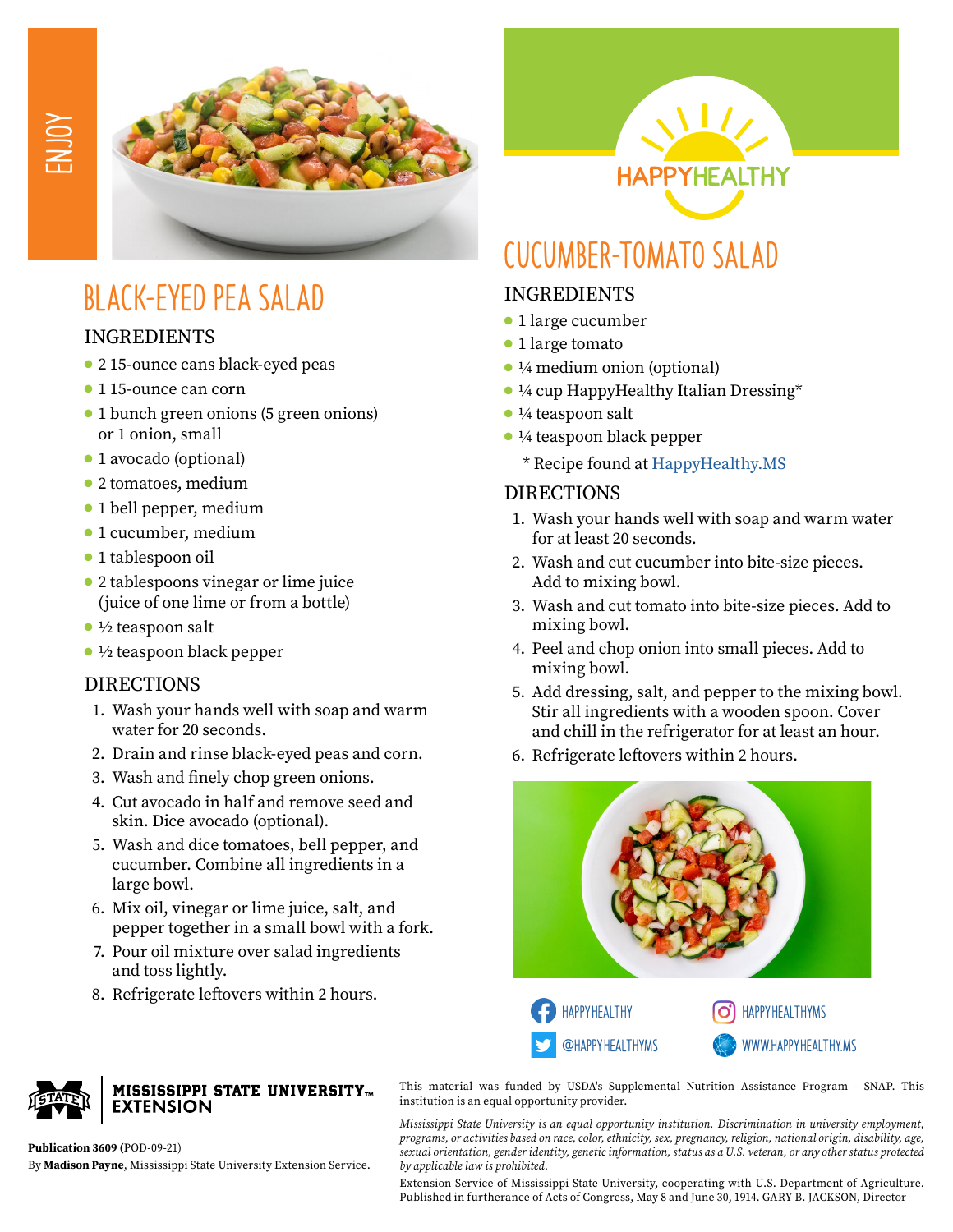ENJOY

# BLACK-EYED PEA SALAD

## INGREDIENTS

- 2 15-ounce cans black-eyed peas
- 1 15-ounce can corn
- 1 bunch green onions (5 green onions) or 1 onion, small
- 1 avocado (optional)
- 2 tomatoes, medium
- 1 bell pepper, medium
- 1 cucumber, medium
- 1 tablespoon oil
- 2 tablespoons vinegar or lime juice (juice of one lime or from a bottle)
- ½ teaspoon salt
- ½ teaspoon black pepper

## DIRECTIONS

1. Wash your hands well with soap and warm water for 20 seconds.
2. Drain and rinse black-eyed peas and corn.
3. Wash and finely chop green onions.
4. Cut avocado in half and remove seed and skin. Dice avocado (optional).
5. Wash and dice tomatoes, bell pepper, and cucumber. Combine all ingredients in a large bowl.
6. Mix oil, vinegar or lime juice, salt, and pepper together in a small bowl with a fork.
7. Pour oil mixture over salad ingredients and toss lightly.
8. Refrigerate leftovers within 2 hours.

HAPPYHEALTHY

# CUCUMBER-TOMATO SALAD

## INGREDIENTS

- 1 large cucumber
- 1 large tomato
- ¼ medium onion (optional)
- ¼ cup HappyHealthy Italian Dressing*
- ¼ teaspoon salt
- ¼ teaspoon black pepper

\* Recipe found at HappyHealthy.MS

## DIRECTIONS

1. Wash your hands well with soap and warm water for at least 20 seconds.
2. Wash and cut cucumber into bite-size pieces. Add to mixing bowl.
3. Wash and cut tomato into bite-size pieces. Add to mixing bowl.
4. Peel and chop onion into small pieces. Add to mixing bowl.
5. Add dressing, salt, and pepper to the mixing bowl. Stir all ingredients with a wooden spoon. Cover and chill in the refrigerator for at least an hour.
6. Refrigerate leftovers within 2 hours.

HAPPYHEALTHY | HAPPYHEALTHYMS | @HAPPYHEALTHYMS | WWW.HAPPYHEALTHY.MS

MISSISSIPPI STATE UNIVERSITY™ EXTENSION

**Publication 3609** (POD-09-21)

By **Madison Payne**, Mississippi State University Extension Service.

This material was funded by USDA's Supplemental Nutrition Assistance Program - SNAP. This institution is an equal opportunity provider.

*Mississippi State University is an equal opportunity institution. Discrimination in university employment, programs, or activities based on race, color, ethnicity, sex, pregnancy, religion, national origin, disability, age, sexual orientation, gender identity, genetic information, status as a U.S. veteran, or any other status protected by applicable law is prohibited.*

Extension Service of Mississippi State University, cooperating with U.S. Department of Agriculture. Published in furtherance of Acts of Congress, May 8 and June 30, 1914. GARY B. JACKSON, Director